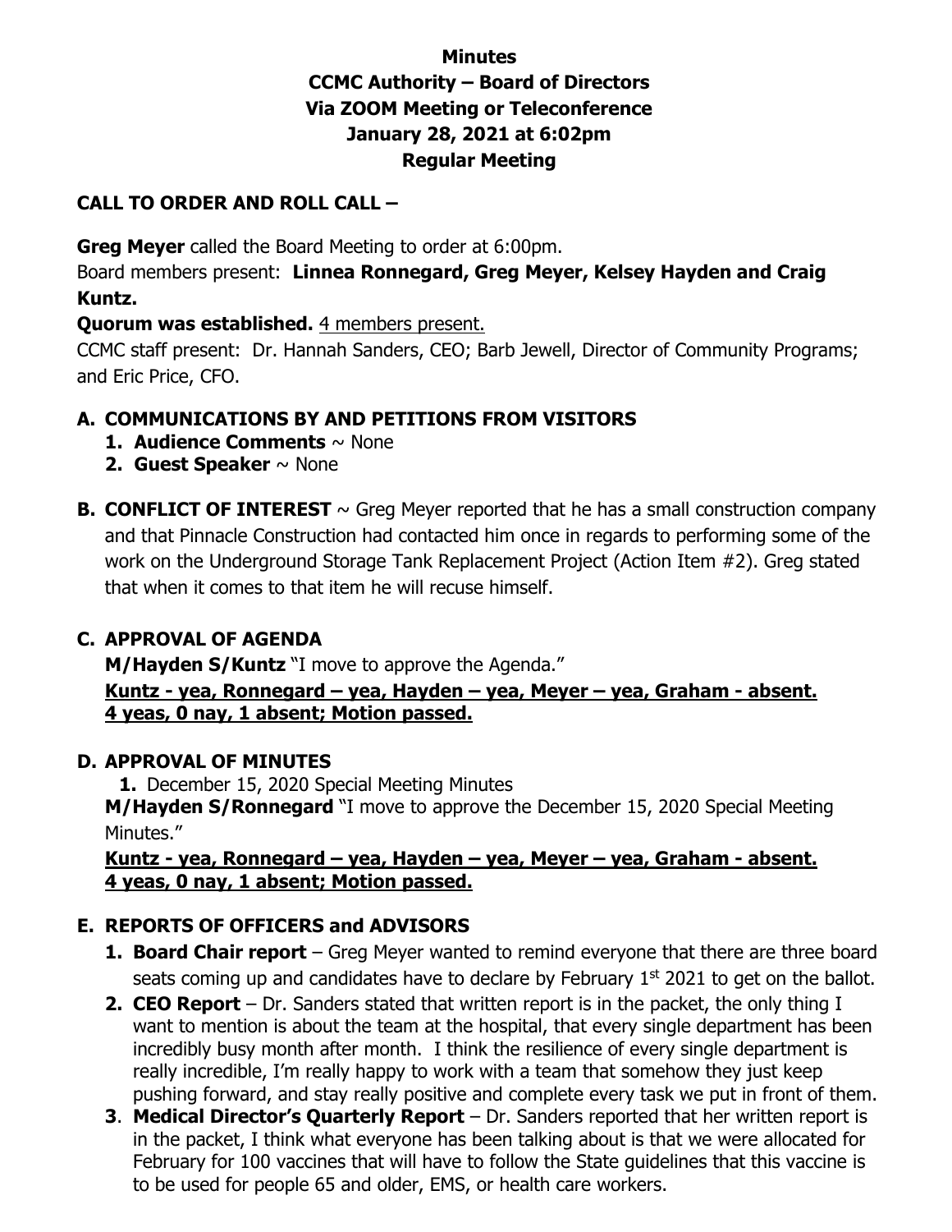# Minutes
# CCMC Authority – Board of Directors
# Via ZOOM Meeting or Teleconference
# January 28, 2021 at 6:02pm
# Regular Meeting

## CALL TO ORDER AND ROLL CALL –

**Greg Meyer** called the Board Meeting to order at 6:00pm.

Board members present: **Linnea Ronnegard, Greg Meyer, Kelsey Hayden and Craig Kuntz.**

**Quorum was established.** 4 members present.

CCMC staff present: Dr. Hannah Sanders, CEO; Barb Jewell, Director of Community Programs; and Eric Price, CFO.

## A. COMMUNICATIONS BY AND PETITIONS FROM VISITORS

1. **Audience Comments** ~ None
2. **Guest Speaker** ~ None

## B. CONFLICT OF INTEREST

~ Greg Meyer reported that he has a small construction company and that Pinnacle Construction had contacted him once in regards to performing some of the work on the Underground Storage Tank Replacement Project (Action Item #2). Greg stated that when it comes to that item he will recuse himself.

## C. APPROVAL OF AGENDA

**M/Hayden S/Kuntz** "I move to approve the Agenda."

**Kuntz - yea, Ronnegard – yea, Hayden – yea, Meyer – yea, Graham - absent.**
**4 yeas, 0 nay, 1 absent; Motion passed.**

## D. APPROVAL OF MINUTES

1. December 15, 2020 Special Meeting Minutes

**M/Hayden S/Ronnegard** "I move to approve the December 15, 2020 Special Meeting Minutes."

**Kuntz - yea, Ronnegard – yea, Hayden – yea, Meyer – yea, Graham - absent.**
**4 yeas, 0 nay, 1 absent; Motion passed.**

## E. REPORTS OF OFFICERS and ADVISORS

1. **Board Chair report** – Greg Meyer wanted to remind everyone that there are three board seats coming up and candidates have to declare by February 1st 2021 to get on the ballot.
2. **CEO Report** – Dr. Sanders stated that written report is in the packet, the only thing I want to mention is about the team at the hospital, that every single department has been incredibly busy month after month. I think the resilience of every single department is really incredible, I'm really happy to work with a team that somehow they just keep pushing forward, and stay really positive and complete every task we put in front of them.
3. **Medical Director's Quarterly Report** – Dr. Sanders reported that her written report is in the packet, I think what everyone has been talking about is that we were allocated for February for 100 vaccines that will have to follow the State guidelines that this vaccine is to be used for people 65 and older, EMS, or health care workers.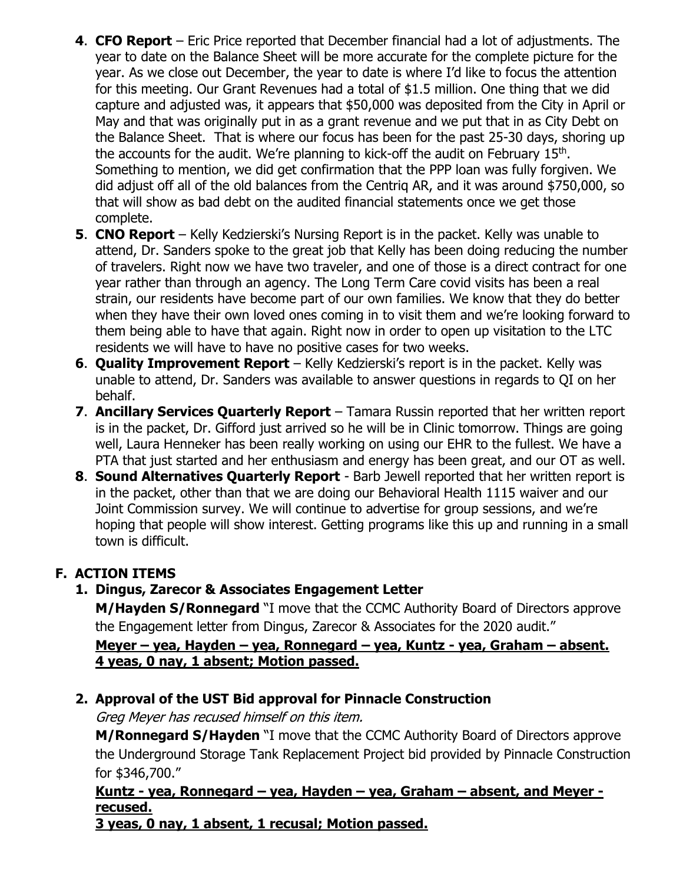4. **CFO Report** – Eric Price reported that December financial had a lot of adjustments. The year to date on the Balance Sheet will be more accurate for the complete picture for the year. As we close out December, the year to date is where I'd like to focus the attention for this meeting. Our Grant Revenues had a total of $1.5 million. One thing that we did capture and adjusted was, it appears that $50,000 was deposited from the City in April or May and that was originally put in as a grant revenue and we put that in as City Debt on the Balance Sheet. That is where our focus has been for the past 25-30 days, shoring up the accounts for the audit. We're planning to kick-off the audit on February 15th. Something to mention, we did get confirmation that the PPP loan was fully forgiven. We did adjust off all of the old balances from the Centriq AR, and it was around $750,000, so that will show as bad debt on the audited financial statements once we get those complete.
5. **CNO Report** – Kelly Kedzierski's Nursing Report is in the packet. Kelly was unable to attend, Dr. Sanders spoke to the great job that Kelly has been doing reducing the number of travelers. Right now we have two traveler, and one of those is a direct contract for one year rather than through an agency. The Long Term Care covid visits has been a real strain, our residents have become part of our own families. We know that they do better when they have their own loved ones coming in to visit them and we're looking forward to them being able to have that again. Right now in order to open up visitation to the LTC residents we will have to have no positive cases for two weeks.
6. **Quality Improvement Report** – Kelly Kedzierski's report is in the packet. Kelly was unable to attend, Dr. Sanders was available to answer questions in regards to QI on her behalf.
7. **Ancillary Services Quarterly Report** – Tamara Russin reported that her written report is in the packet, Dr. Gifford just arrived so he will be in Clinic tomorrow. Things are going well, Laura Henneker has been really working on using our EHR to the fullest. We have a PTA that just started and her enthusiasm and energy has been great, and our OT as well.
8. **Sound Alternatives Quarterly Report** - Barb Jewell reported that her written report is in the packet, other than that we are doing our Behavioral Health 1115 waiver and our Joint Commission survey. We will continue to advertise for group sessions, and we're hoping that people will show interest. Getting programs like this up and running in a small town is difficult.

## F. ACTION ITEMS

### 1. Dingus, Zarecor & Associates Engagement Letter

**M/Hayden S/Ronnegard** "I move that the CCMC Authority Board of Directors approve the Engagement letter from Dingus, Zarecor & Associates for the 2020 audit."

**Meyer – yea, Hayden – yea, Ronnegard – yea, Kuntz - yea, Graham – absent.**
**4 yeas, 0 nay, 1 absent; Motion passed.**

### 2. Approval of the UST Bid approval for Pinnacle Construction

*Greg Meyer has recused himself on this item.*

**M/Ronnegard S/Hayden** "I move that the CCMC Authority Board of Directors approve the Underground Storage Tank Replacement Project bid provided by Pinnacle Construction for $346,700."

**Kuntz - yea, Ronnegard – yea, Hayden – yea, Graham – absent, and Meyer - recused.**
**3 yeas, 0 nay, 1 absent, 1 recusal; Motion passed.**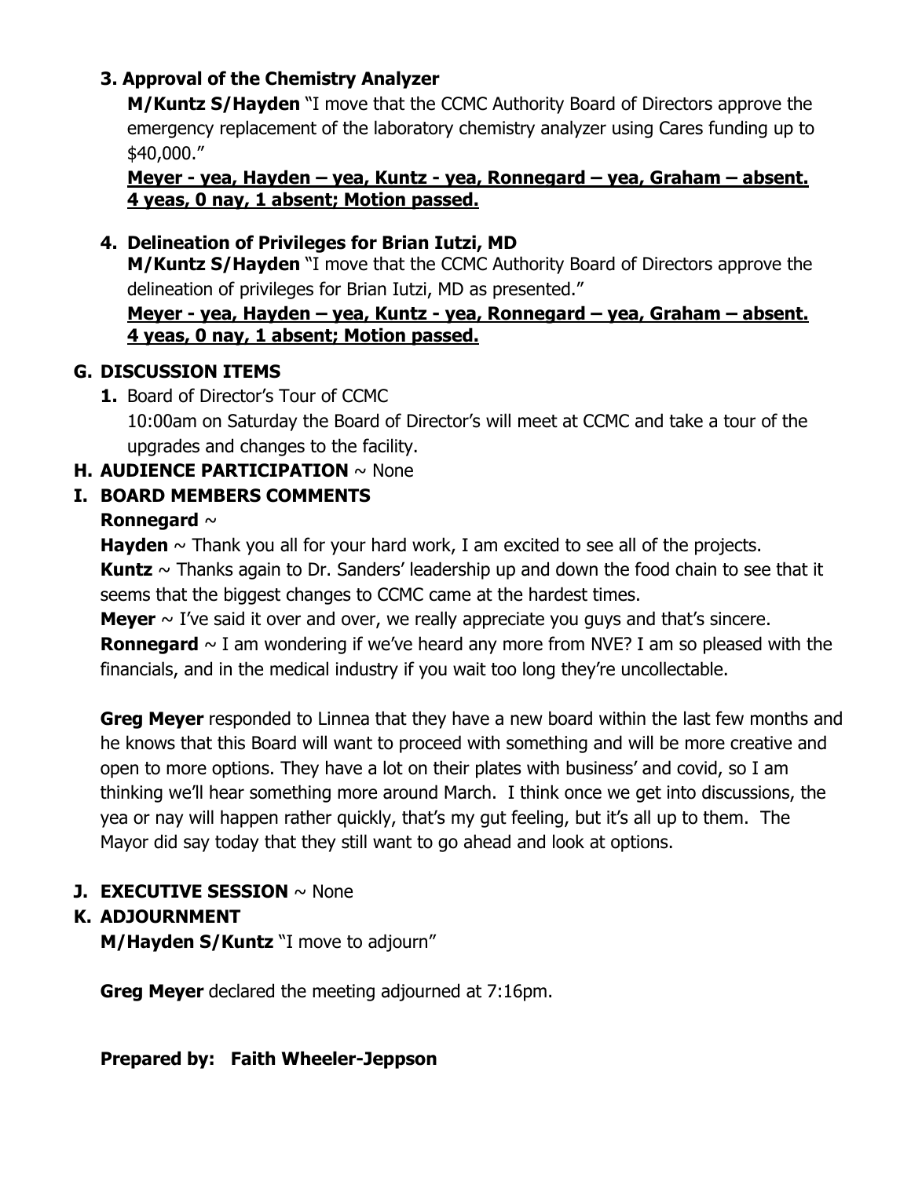**3. Approval of the Chemistry Analyzer**

**M/Kuntz S/Hayden** "I move that the CCMC Authority Board of Directors approve the emergency replacement of the laboratory chemistry analyzer using Cares funding up to $40,000."

**Meyer - yea, Hayden – yea, Kuntz - yea, Ronnegard – yea, Graham – absent. 4 yeas, 0 nay, 1 absent; Motion passed.**

**4. Delineation of Privileges for Brian Iutzi, MD**

**M/Kuntz S/Hayden** "I move that the CCMC Authority Board of Directors approve the delineation of privileges for Brian Iutzi, MD as presented."

**Meyer - yea, Hayden – yea, Kuntz - yea, Ronnegard – yea, Graham – absent. 4 yeas, 0 nay, 1 absent; Motion passed.**

**G. DISCUSSION ITEMS**

1. Board of Director's Tour of CCMC
   10:00am on Saturday the Board of Director's will meet at CCMC and take a tour of the upgrades and changes to the facility.

**H. AUDIENCE PARTICIPATION** ~ None

**I. BOARD MEMBERS COMMENTS**

**Ronnegard** ~

**Hayden** ~ Thank you all for your hard work, I am excited to see all of the projects.

**Kuntz** ~ Thanks again to Dr. Sanders' leadership up and down the food chain to see that it seems that the biggest changes to CCMC came at the hardest times.

**Meyer** ~ I've said it over and over, we really appreciate you guys and that's sincere.

**Ronnegard** ~ I am wondering if we've heard any more from NVE? I am so pleased with the financials, and in the medical industry if you wait too long they're uncollectable.

**Greg Meyer** responded to Linnea that they have a new board within the last few months and he knows that this Board will want to proceed with something and will be more creative and open to more options. They have a lot on their plates with business' and covid, so I am thinking we'll hear something more around March. I think once we get into discussions, the yea or nay will happen rather quickly, that's my gut feeling, but it's all up to them. The Mayor did say today that they still want to go ahead and look at options.

**J. EXECUTIVE SESSION** ~ None

**K. ADJOURNMENT**

**M/Hayden S/Kuntz** "I move to adjourn"

**Greg Meyer** declared the meeting adjourned at 7:16pm.

**Prepared by: Faith Wheeler-Jeppson**